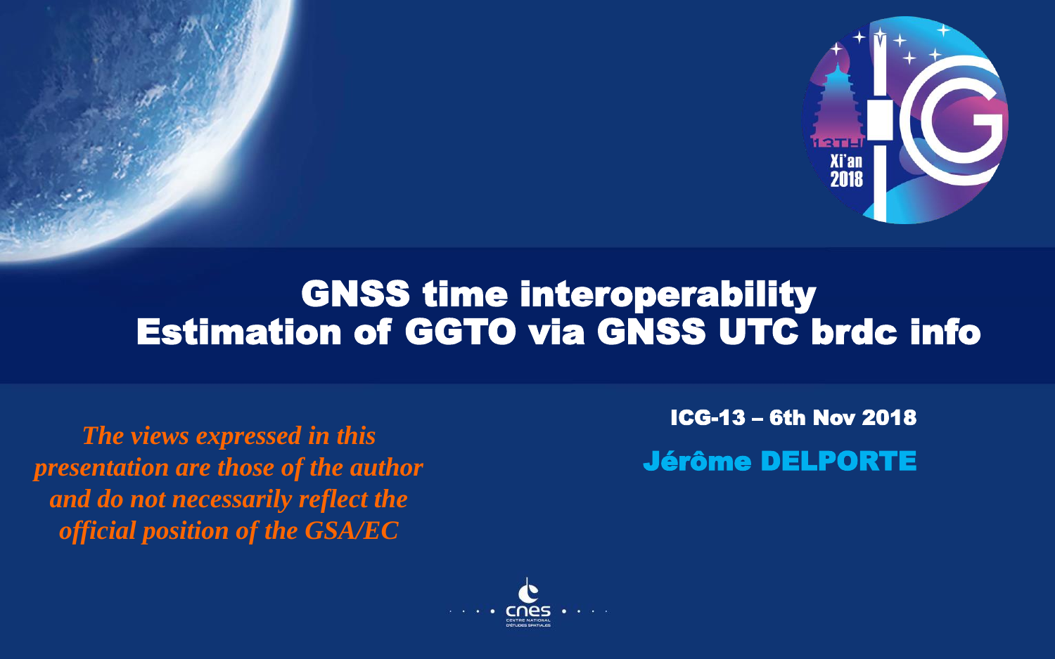# GNSS time interoperability
# Estimation of GGTO via GNSS UTC brdc info

*The views expressed in this presentation are those of the author and do not necessarily reflect the official position of the GSA/EC*

**ICG-13 – 6th Nov 2018**

**Jérôme DELPORTE**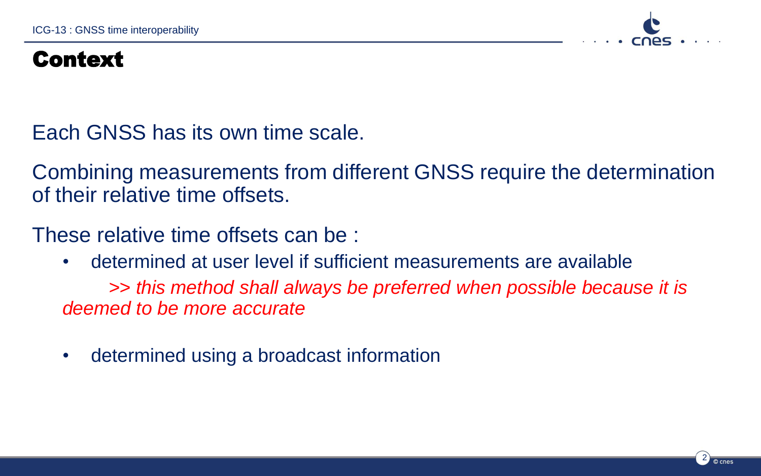# Context

Each GNSS has its own time scale.

Combining measurements from different GNSS require the determination of their relative time offsets.

These relative time offsets can be :

- determined at user level if sufficient measurements are available

  *>> this method shall always be preferred when possible because it is deemed to be more accurate*

- determined using a broadcast information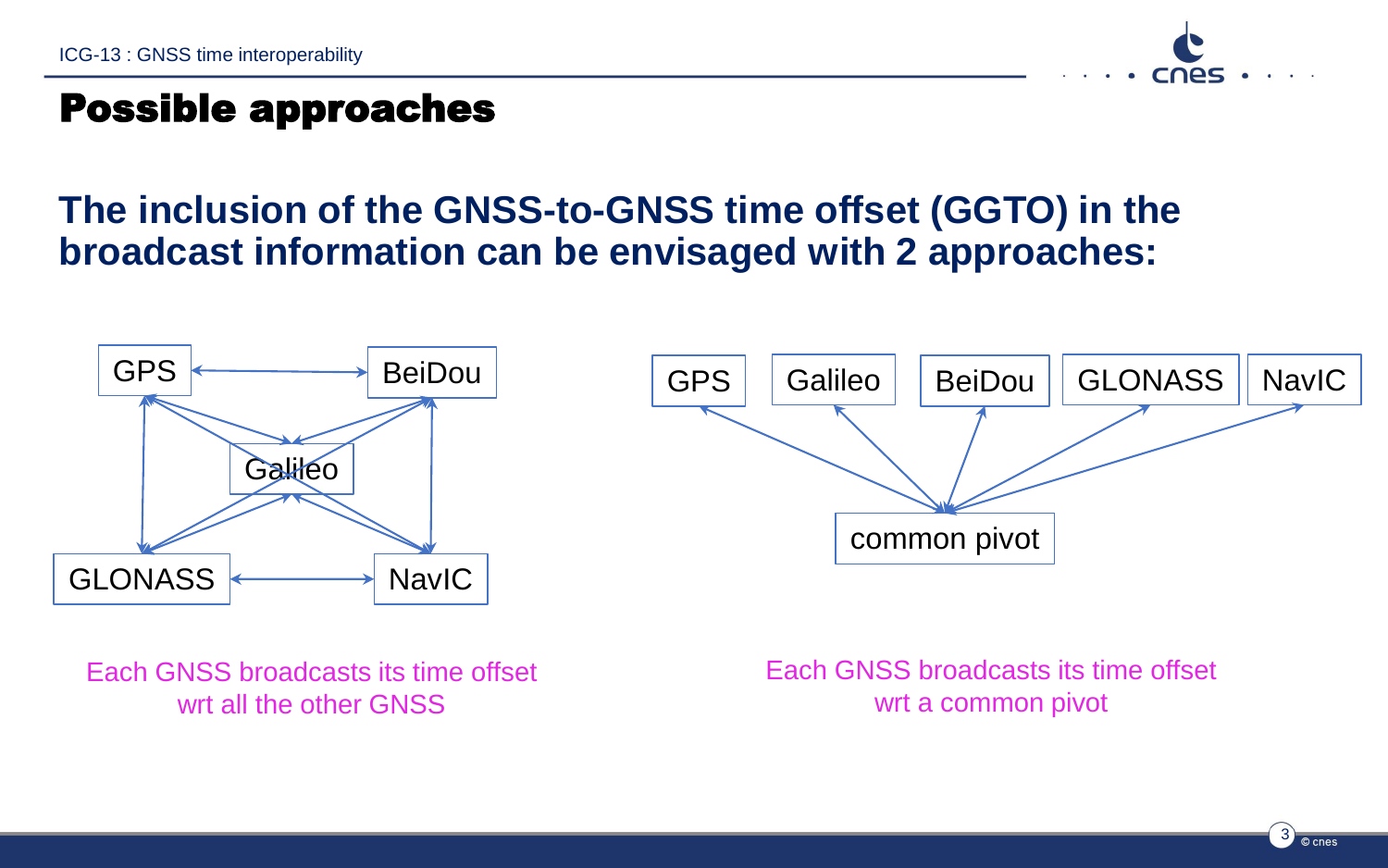# Possible approaches

**The inclusion of the GNSS-to-GNSS time offset (GGTO) in the broadcast information can be envisaged with 2 approaches:**

GPS, BeiDou, Galileo, GLONASS, NavIC

Each GNSS broadcasts its time offset wrt all the other GNSS

GPS, Galileo, BeiDou, GLONASS, NavIC

common pivot

Each GNSS broadcasts its time offset wrt a common pivot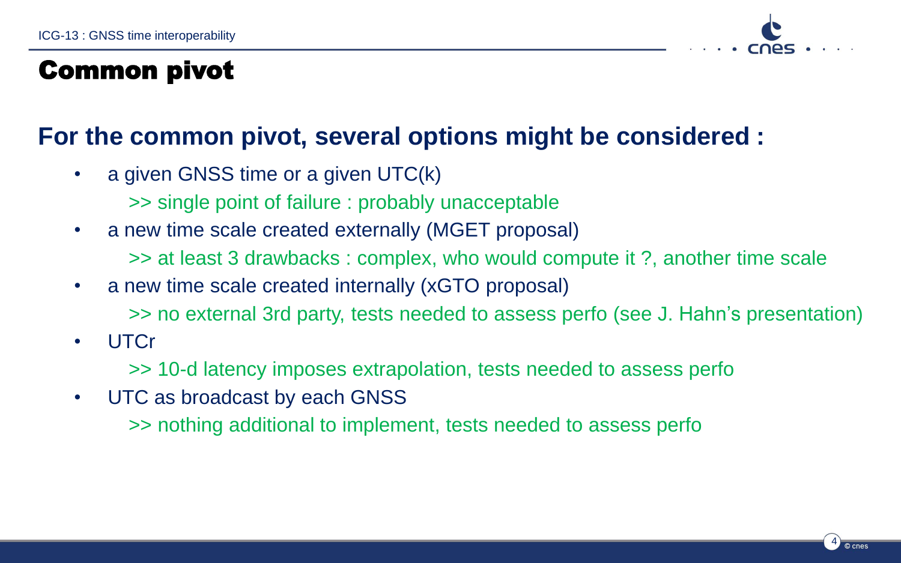# Common pivot

## For the common pivot, several options might be considered :

- a given GNSS time or a given UTC(k)
  - >> single point of failure : probably unacceptable
- a new time scale created externally (MGET proposal)
  - >> at least 3 drawbacks : complex, who would compute it ?, another time scale
- a new time scale created internally (xGTO proposal)
  - >> no external 3rd party, tests needed to assess perfo (see J. Hahn's presentation)
- UTCr
  - >> 10-d latency imposes extrapolation, tests needed to assess perfo
- UTC as broadcast by each GNSS
  - >> nothing additional to implement, tests needed to assess perfo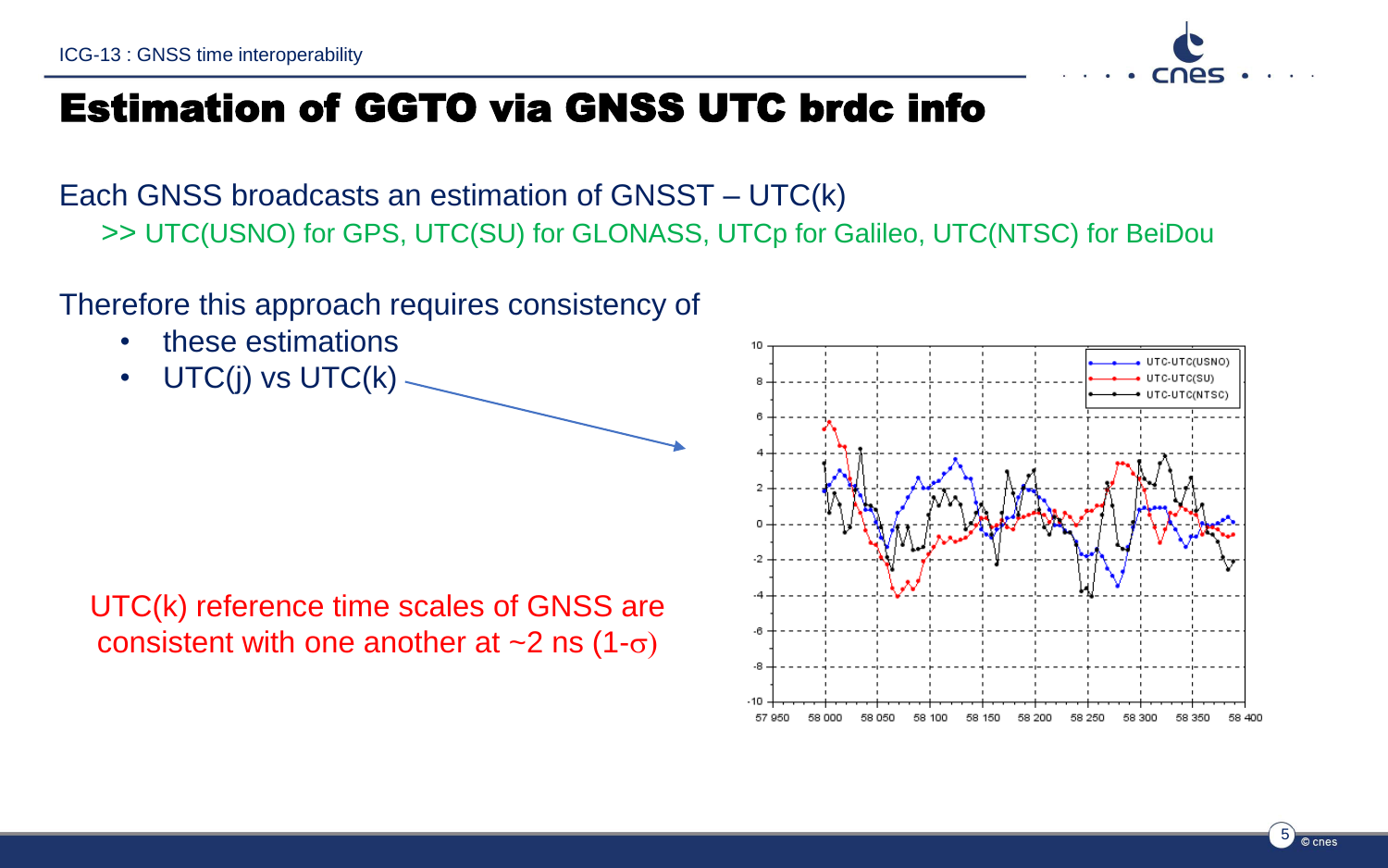# Estimation of GGTO via GNSS UTC brdc info

Each GNSS broadcasts an estimation of GNSST – UTC(k)

>> UTC(USNO) for GPS, UTC(SU) for GLONASS, UTCp for Galileo, UTC(NTSC) for BeiDou

Therefore this approach requires consistency of

- these estimations
- UTC(j) vs UTC(k)

UTC(k) reference time scales of GNSS are consistent with one another at ~2 ns (1-$\sigma$)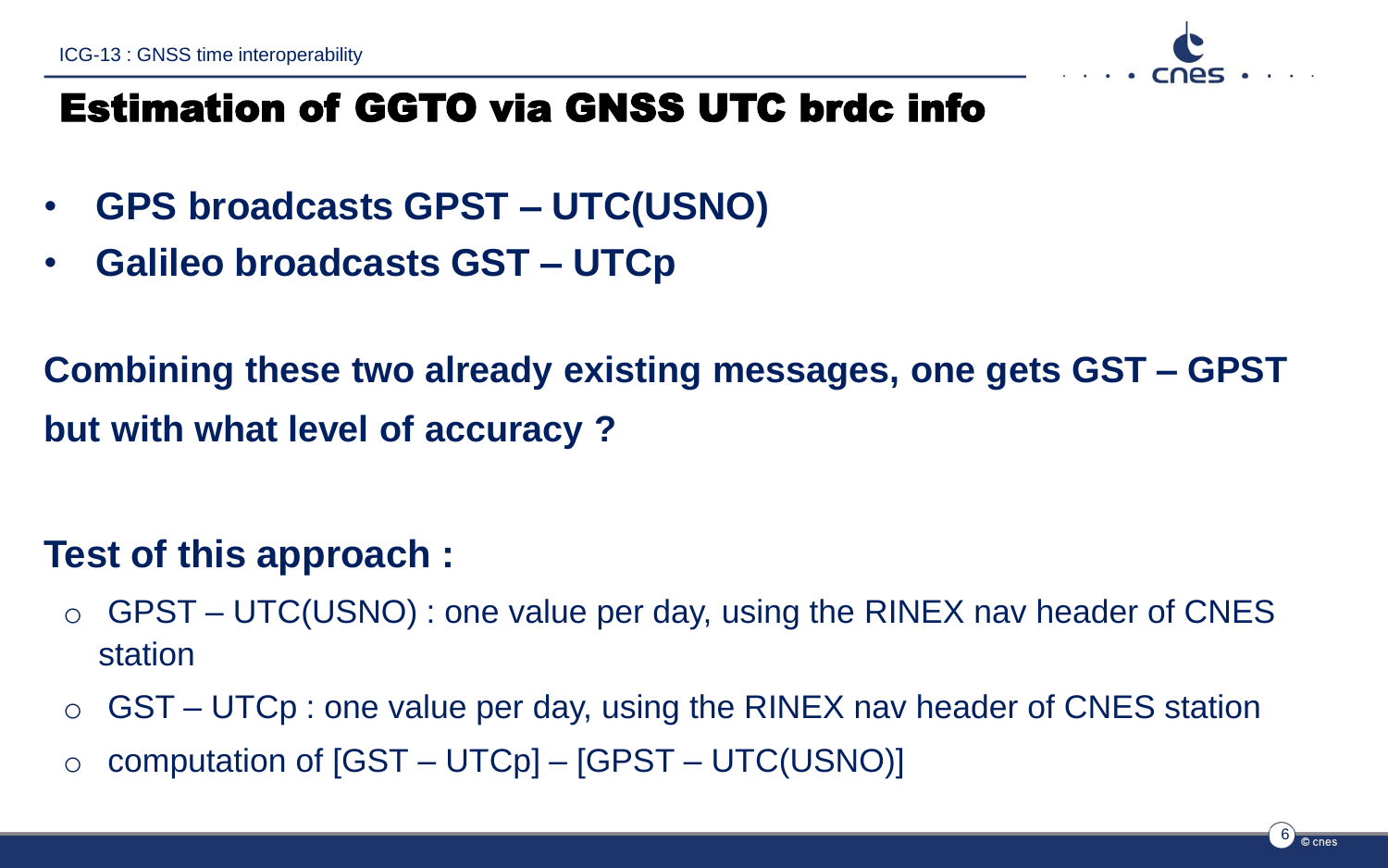# Estimation of GGTO via GNSS UTC brdc info

- **GPS broadcasts GPST – UTC(USNO)**
- **Galileo broadcasts GST – UTCp**

**Combining these two already existing messages, one gets GST – GPST but with what level of accuracy ?**

**Test of this approach :**

- GPST – UTC(USNO) : one value per day, using the RINEX nav header of CNES station
- GST – UTCp : one value per day, using the RINEX nav header of CNES station
- computation of [GST – UTCp] – [GPST – UTC(USNO)]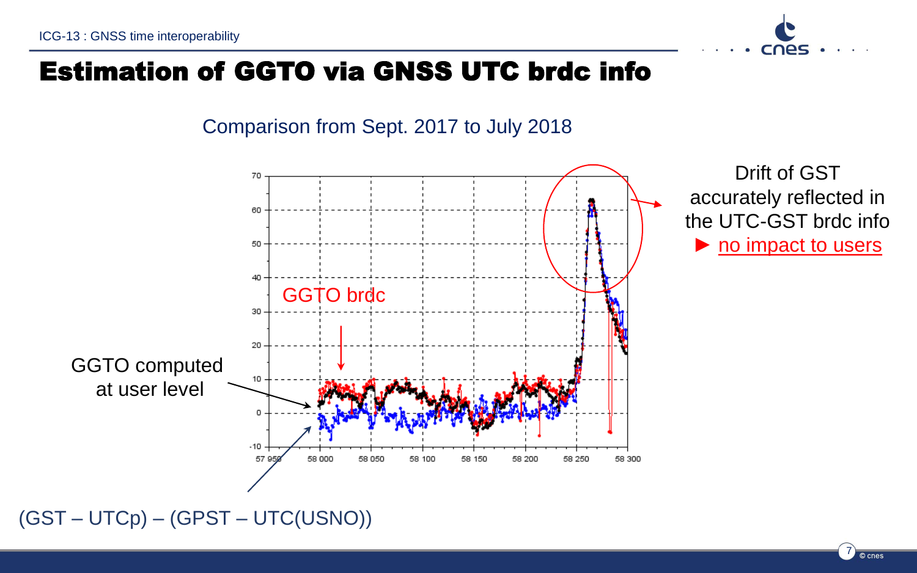# Estimation of GGTO via GNSS UTC brdc info

Comparison from Sept. 2017 to July 2018

GGTO brdc

GGTO computed at user level

(GST – UTCp) – (GPST – UTC(USNO))

Drift of GST accurately reflected in the UTC-GST brdc info

► no impact to users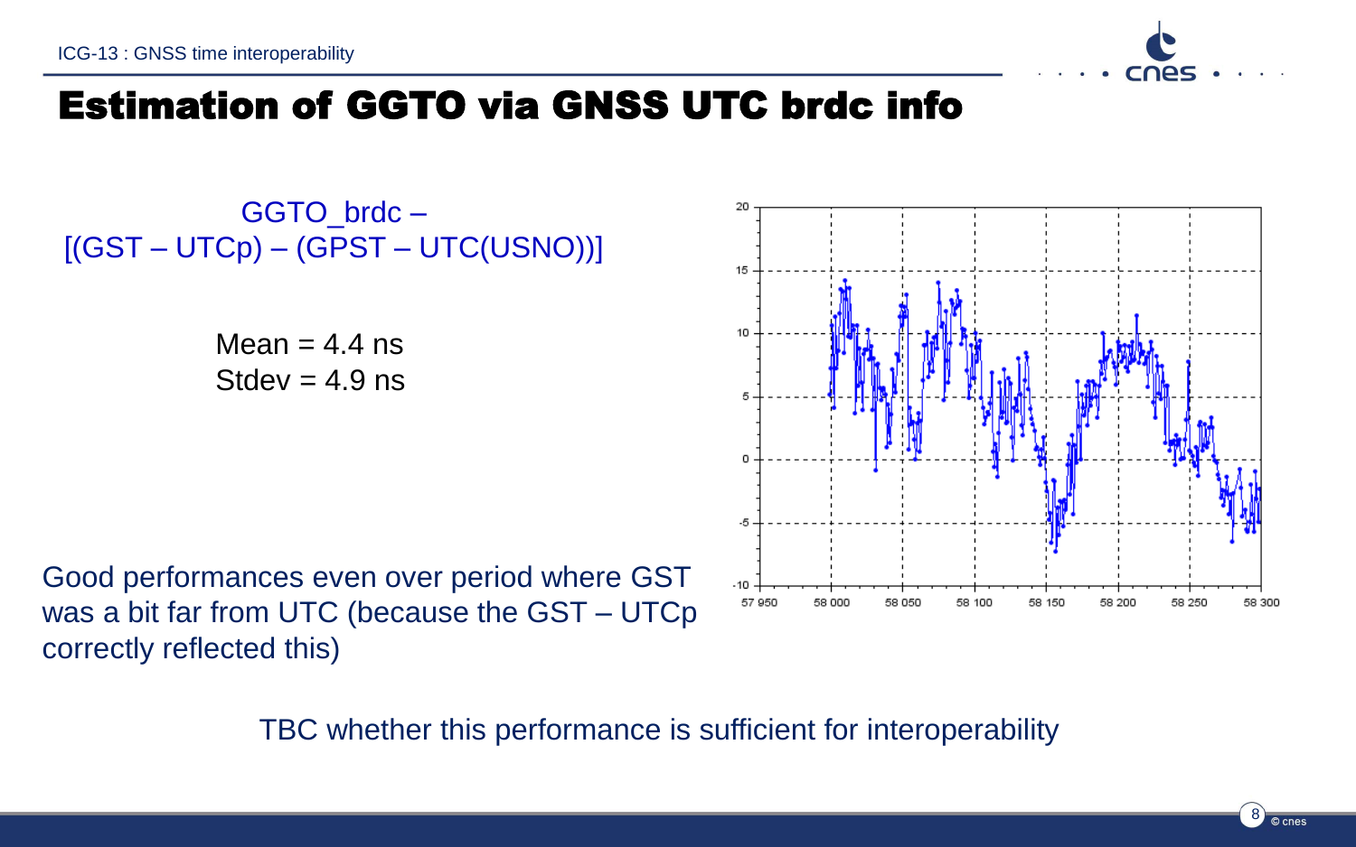# Estimation of GGTO via GNSS UTC brdc info

GGTO_brdc –
[(GST – UTCp) – (GPST – UTC(USNO))]

Mean = 4.4 ns
Stdev = 4.9 ns

Good performances even over period where GST was a bit far from UTC (because the GST – UTCp correctly reflected this)

TBC whether this performance is sufficient for interoperability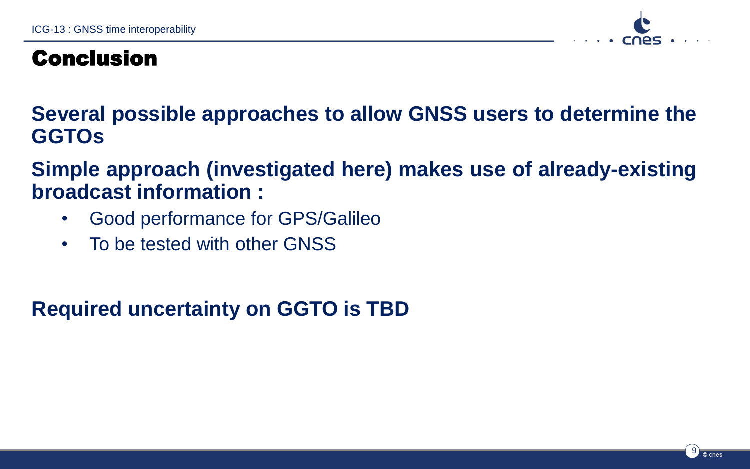# Conclusion

**Several possible approaches to allow GNSS users to determine the GGTOs**

**Simple approach (investigated here) makes use of already-existing broadcast information :**

- Good performance for GPS/Galileo
- To be tested with other GNSS

**Required uncertainty on GGTO is TBD**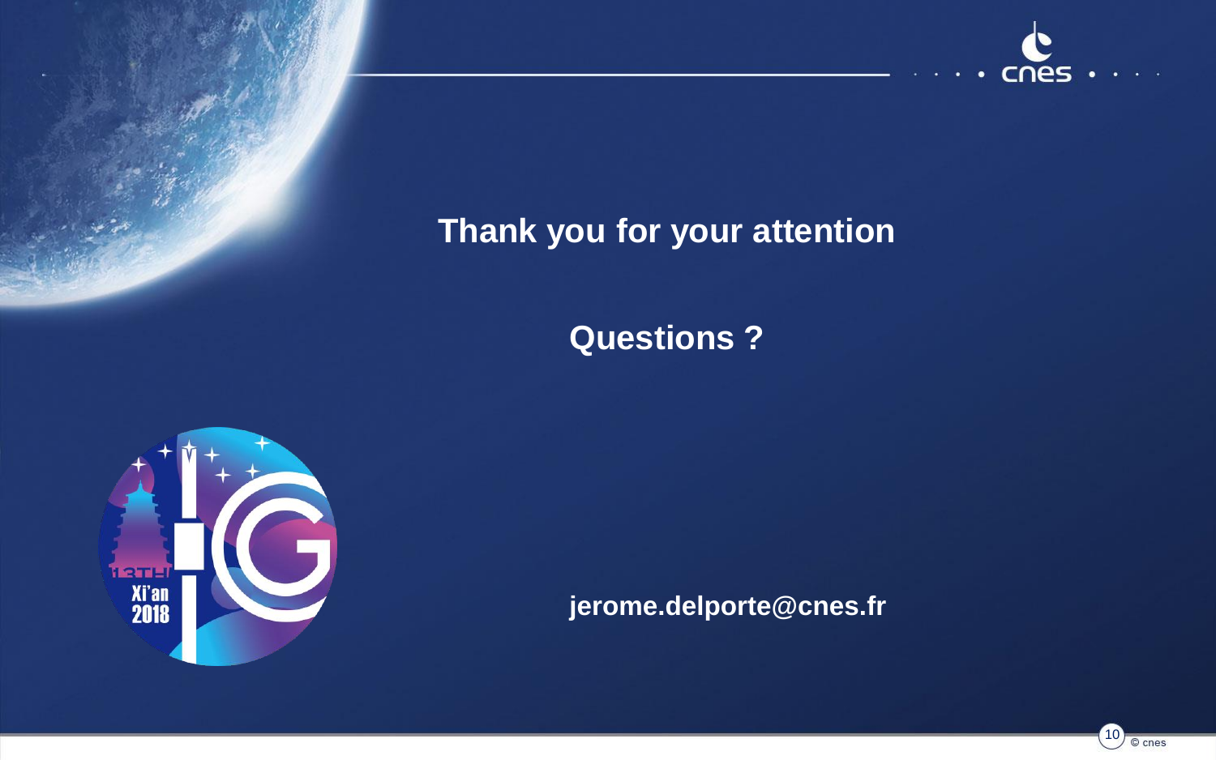# Thank you for your attention

## Questions ?

jerome.delporte@cnes.fr